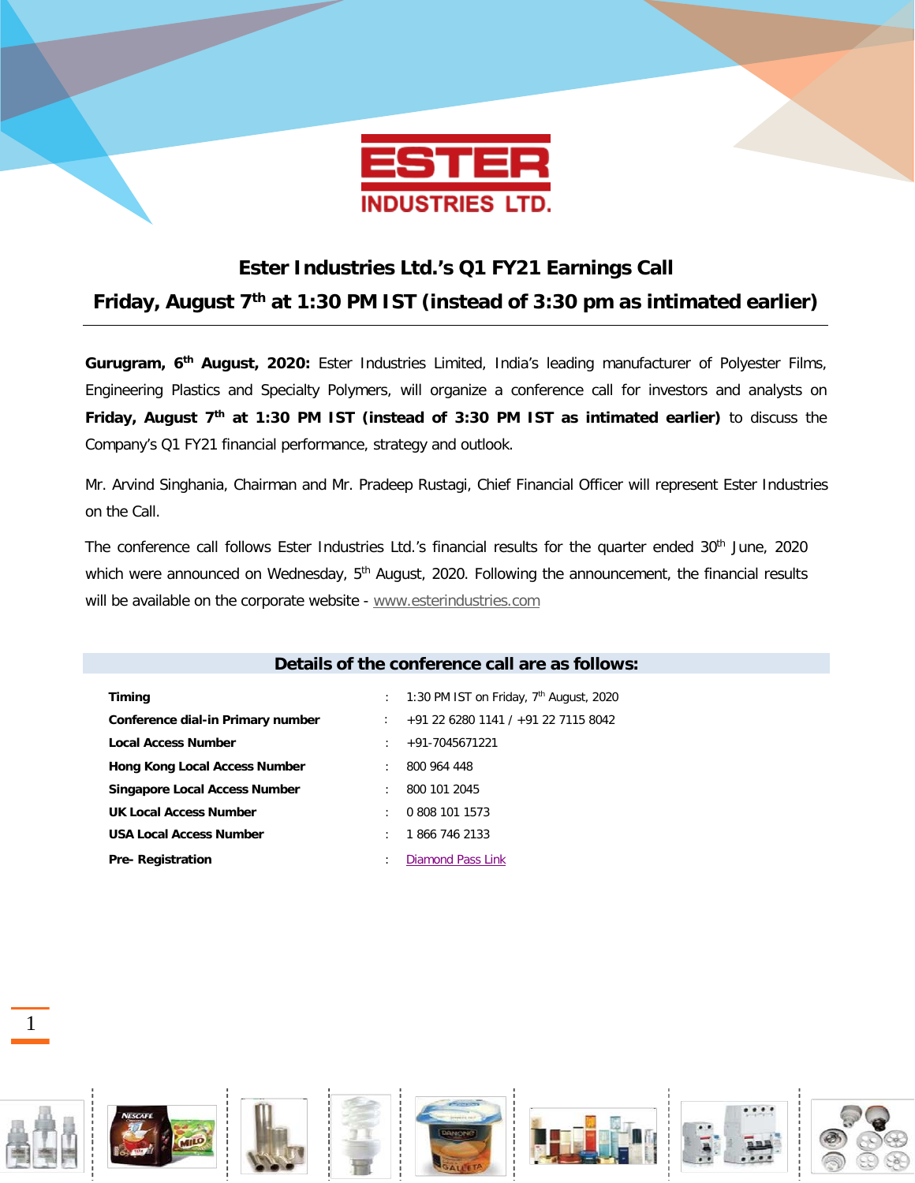# Ester Industries Ltd.'s Q1 FY21 Earnings Call

## Friday, August 7th at 1:30 PM IST (instead of 3:30 pm as intimated earlier)

**Gurugram, 6th August, 2020:** Ester Industries Limited, India's leading manufacturer of Polyester Films, Engineering Plastics and Specialty Polymers, will organize a conference call for investors and analysts on **Friday, August 7th at 1:30 PM IST (instead of 3:30 PM IST as intimated earlier)** to discuss the Company's Q1 FY21 financial performance, strategy and outlook.

Mr. Arvind Singhania, Chairman and Mr. Pradeep Rustagi, Chief Financial Officer will represent Ester Industries on the Call.

The conference call follows Ester Industries Ltd.'s financial results for the quarter ended 30th June, 2020 which were announced on Wednesday, 5th August, 2020. Following the announcement, the financial results will be available on the corporate website - www.esterindustries.com

## Details of the conference call are as follows:

| | | |
|---|---|---|
| **Timing** | : | 1:30 PM IST on Friday, 7th August, 2020 |
| **Conference dial-in Primary number** | : | +91 22 6280 1141 / +91 22 7115 8042 |
| **Local Access Number** | : | +91-7045671221 |
| **Hong Kong Local Access Number** | : | 800 964 448 |
| **Singapore Local Access Number** | : | 800 101 2045 |
| **UK Local Access Number** | : | 0 808 101 1573 |
| **USA Local Access Number** | : | 1 866 746 2133 |
| **Pre- Registration** | : | Diamond Pass Link |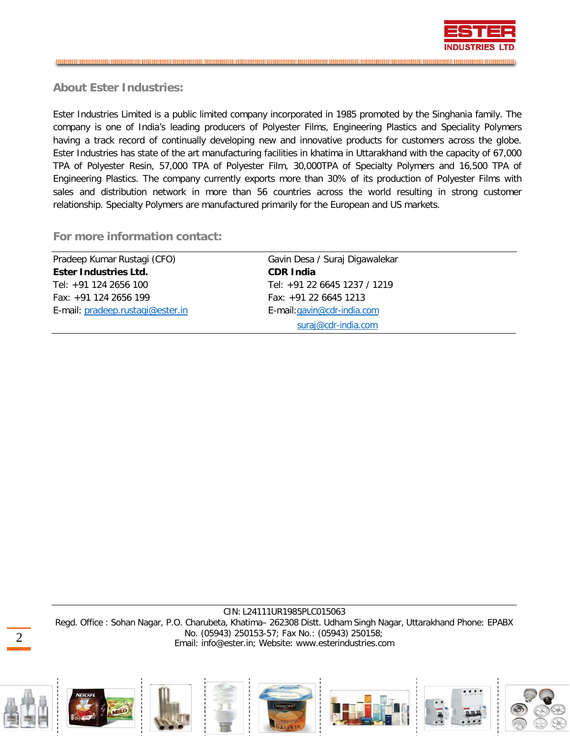## About Ester Industries:

Ester Industries Limited is a public limited company incorporated in 1985 promoted by the Singhania family. The company is one of India's leading producers of Polyester Films, Engineering Plastics and Speciality Polymers having a track record of continually developing new and innovative products for customers across the globe. Ester Industries has state of the art manufacturing facilities in khatima in Uttarakhand with the capacity of 67,000 TPA of Polyester Resin, 57,000 TPA of Polyester Film, 30,000TPA of Specialty Polymers and 16,500 TPA of Engineering Plastics. The company currently exports more than 30% of its production of Polyester Films with sales and distribution network in more than 56 countries across the world resulting in strong customer relationship. Specialty Polymers are manufactured primarily for the European and US markets.

## For more information contact:

| | |
|---|---|
| Pradeep Kumar Rustagi (CFO) | Gavin Desa / Suraj Digawalekar |
| **Ester Industries Ltd.** | **CDR India** |
| Tel: +91 124 2656 100 | Tel: +91 22 6645 1237 / 1219 |
| Fax: +91 124 2656 199 | Fax: +91 22 6645 1213 |
| E-mail: pradeep.rustagi@ester.in | E-mail: gavin@cdr-india.com |
| | suraj@cdr-india.com |

CIN: L24111UR1985PLC015063
Regd. Office : Sohan Nagar, P.O. Charubeta, Khatima– 262308 Distt. Udham Singh Nagar, Uttarakhand Phone: EPABX No. (05943) 250153-57; Fax No.: (05943) 250158;
Email: info@ester.in; Website: www.esterindustries.com